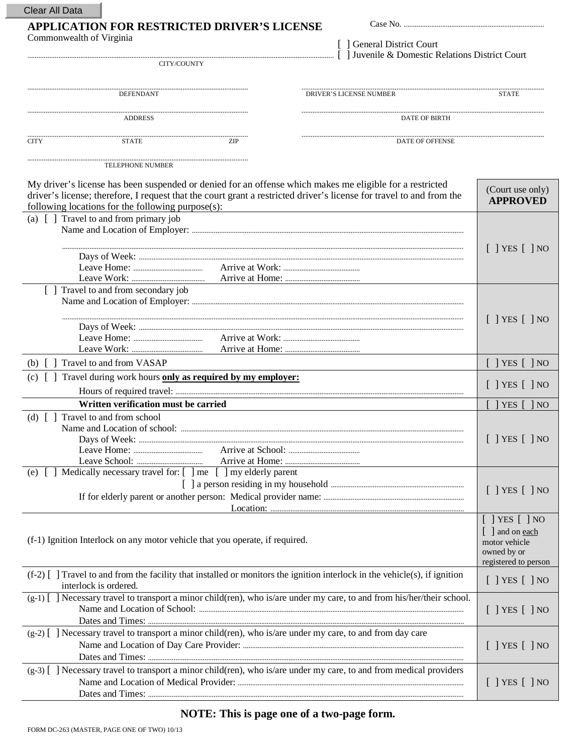Clear All Data

# APPLICATION FOR RESTRICTED DRIVER'S LICENSE

Commonwealth of Virginia

Case No. ..............................

[ ] General District Court
[ ] Juvenile & Domestic Relations District Court

.............................................................
CITY/COUNTY

| | |
|---|---|
| DEFENDANT | DRIVER'S LICENSE NUMBER / STATE |
| ADDRESS | DATE OF BIRTH |
| CITY / STATE / ZIP | DATE OF OFFENSE |
| TELEPHONE NUMBER | |

| My driver's license has been suspended or denied for an offense which makes me eligible for a restricted driver's license; therefore, I request that the court grant a restricted driver's license for travel to and from the following locations for the following purpose(s): | (Court use only) **APPROVED** |
|---|---|
| (a) [ ] Travel to and from primary job<br>Name and Location of Employer: ..............................<br>..............................<br>Days of Week: ..............................<br>Leave Home: .................. Arrive at Work: ..................<br>Leave Work: .................. Arrive at Home: .................. | [ ] YES [ ] NO |
| [ ] Travel to and from secondary job<br>Name and Location of Employer: ..............................<br>..............................<br>Days of Week: ..............................<br>Leave Home: .................. Arrive at Work: ..................<br>Leave Work: .................. Arrive at Home: .................. | [ ] YES [ ] NO |
| (b) [ ] Travel to and from VASAP | [ ] YES [ ] NO |
| (c) [ ] Travel during work hours **only as required by my employer:**<br>Hours of required travel: .............................. | [ ] YES [ ] NO |
| **Written verification must be carried** | [ ] YES [ ] NO |
| (d) [ ] Travel to and from school<br>Name and Location of school: ..............................<br>Days of Week: ..............................<br>Leave Home: .................. Arrive at School: ..................<br>Leave School: .................. Arrive at Home: .................. | [ ] YES [ ] NO |
| (e) [ ] Medically necessary travel for: [ ] me [ ] my elderly parent<br>[ ] a person residing in my household ..............................<br>If for elderly parent or another person: Medical provider name: ..............................<br>Location: .............................. | [ ] YES [ ] NO |
| (f-1) Ignition Interlock on any motor vehicle that you operate, if required. | [ ] YES [ ] NO<br>[ ] and on each motor vehicle owned by or registered to person |
| (f-2) [ ] Travel to and from the facility that installed or monitors the ignition interlock in the vehicle(s), if ignition interlock is ordered. | [ ] YES [ ] NO |
| (g-1) [ ] Necessary travel to transport a minor child(ren), who is/are under my care, to and from his/her/their school.<br>Name and Location of School: ..............................<br>Dates and Times: .............................. | [ ] YES [ ] NO |
| (g-2) [ ] Necessary travel to transport a minor child(ren), who is/are under my care, to and from day care<br>Name and Location of Day Care Provider: ..............................<br>Dates and Times: .............................. | [ ] YES [ ] NO |
| (g-3) [ ] Necessary travel to transport a minor child(ren), who is/are under my care, to and from medical providers<br>Name and Location of Medical Provider: ..............................<br>Dates and Times: .............................. | [ ] YES [ ] NO |

**NOTE: This is page one of a two-page form.**

FORM DC-263 (MASTER, PAGE ONE OF TWO) 10/13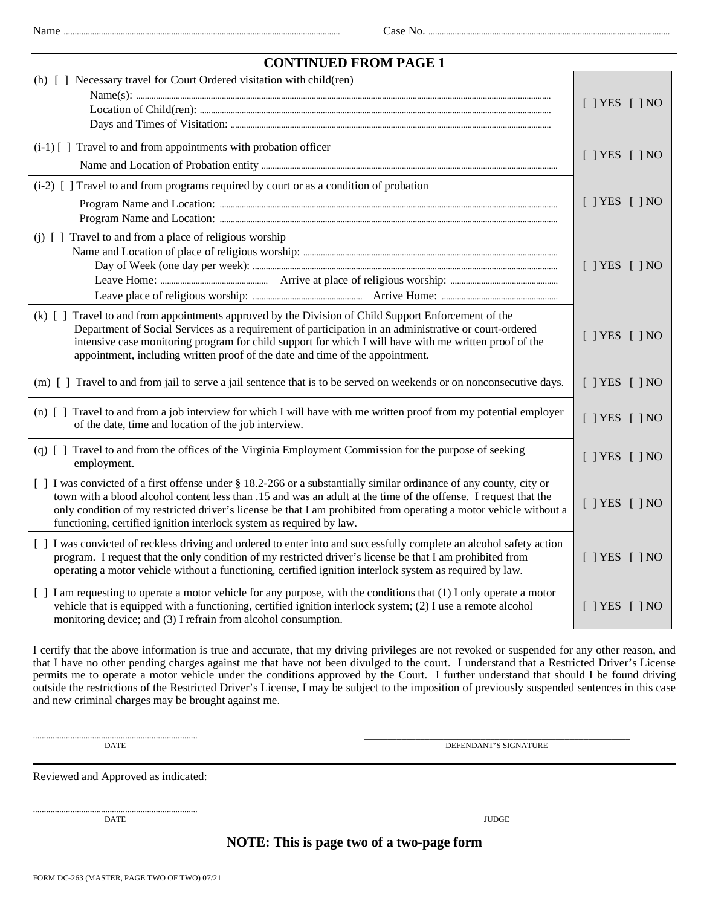Name .................................................... Case No. ....................................................

## CONTINUED FROM PAGE 1

| | |
|---|---|
| (h) [ ] Necessary travel for Court Ordered visitation with child(ren)<br>Name(s): ..........<br>Location of Child(ren): ..........<br>Days and Times of Visitation: .......... | [ ] YES [ ] NO |
| (i-1) [ ] Travel to and from appointments with probation officer<br>Name and Location of Probation entity .......... | [ ] YES [ ] NO |
| (i-2) [ ] Travel to and from programs required by court or as a condition of probation<br>Program Name and Location: ..........<br>Program Name and Location: .......... | [ ] YES [ ] NO |
| (j) [ ] Travel to and from a place of religious worship<br>Name and Location of place of religious worship: ..........<br>Day of Week (one day per week): ..........<br>Leave Home: .......... Arrive at place of religious worship: ..........<br>Leave place of religious worship: .......... Arrive Home: .......... | [ ] YES [ ] NO |
| (k) [ ] Travel to and from appointments approved by the Division of Child Support Enforcement of the Department of Social Services as a requirement of participation in an administrative or court-ordered intensive case monitoring program for child support for which I will have with me written proof of the appointment, including written proof of the date and time of the appointment. | [ ] YES [ ] NO |
| (m) [ ] Travel to and from jail to serve a jail sentence that is to be served on weekends or on nonconsecutive days. | [ ] YES [ ] NO |
| (n) [ ] Travel to and from a job interview for which I will have with me written proof from my potential employer of the date, time and location of the job interview. | [ ] YES [ ] NO |
| (q) [ ] Travel to and from the offices of the Virginia Employment Commission for the purpose of seeking employment. | [ ] YES [ ] NO |
| [ ] I was convicted of a first offense under § 18.2-266 or a substantially similar ordinance of any county, city or town with a blood alcohol content less than .15 and was an adult at the time of the offense. I request that the only condition of my restricted driver's license be that I am prohibited from operating a motor vehicle without a functioning, certified ignition interlock system as required by law. | [ ] YES [ ] NO |
| [ ] I was convicted of reckless driving and ordered to enter into and successfully complete an alcohol safety action program. I request that the only condition of my restricted driver's license be that I am prohibited from operating a motor vehicle without a functioning, certified ignition interlock system as required by law. | [ ] YES [ ] NO |
| [ ] I am requesting to operate a motor vehicle for any purpose, with the conditions that (1) I only operate a motor vehicle that is equipped with a functioning, certified ignition interlock system; (2) I use a remote alcohol monitoring device; and (3) I refrain from alcohol consumption. | [ ] YES [ ] NO |

I certify that the above information is true and accurate, that my driving privileges are not revoked or suspended for any other reason, and that I have no other pending charges against me that have not been divulged to the court. I understand that a Restricted Driver's License permits me to operate a motor vehicle under the conditions approved by the Court. I further understand that should I be found driving outside the restrictions of the Restricted Driver's License, I may be subject to the imposition of previously suspended sentences in this case and new criminal charges may be brought against me.

..........................................................................
DATE

__________________________________________________
DEFENDANT'S SIGNATURE

Reviewed and Approved as indicated:

..........................................................................
DATE

__________________________________________________
JUDGE

**NOTE: This is page two of a two-page form**

FORM DC-263 (MASTER, PAGE TWO OF TWO) 07/21